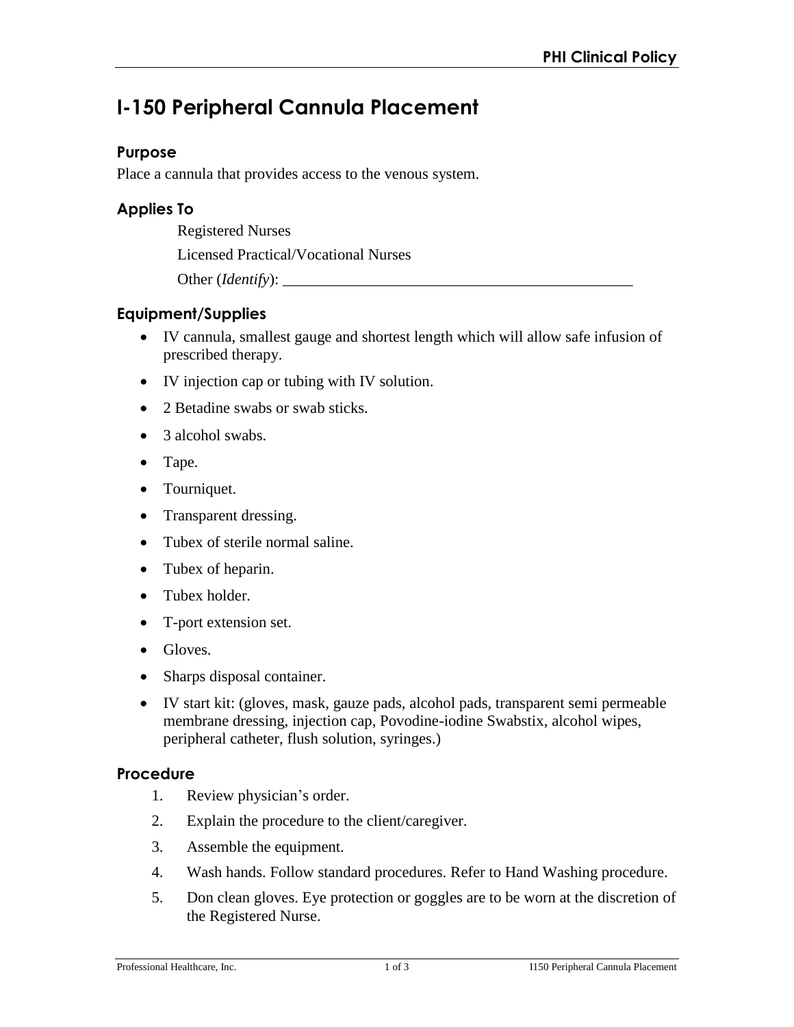# I-150 Peripheral Cannula Placement

## Purpose

Place a cannula that provides access to the venous system.

## Applies To

Registered Nurses

Licensed Practical/Vocational Nurses

Other (*Identify*): _______________________________________________

## Equipment/Supplies

- IV cannula, smallest gauge and shortest length which will allow safe infusion of prescribed therapy.
- IV injection cap or tubing with IV solution.
- 2 Betadine swabs or swab sticks.
- 3 alcohol swabs.
- Tape.
- Tourniquet.
- Transparent dressing.
- Tubex of sterile normal saline.
- Tubex of heparin.
- Tubex holder.
- T-port extension set.
- Gloves.
- Sharps disposal container.
- IV start kit: (gloves, mask, gauze pads, alcohol pads, transparent semi permeable membrane dressing, injection cap, Povodine-iodine Swabstix, alcohol wipes, peripheral catheter, flush solution, syringes.)

## Procedure

1. Review physician's order.
2. Explain the procedure to the client/caregiver.
3. Assemble the equipment.
4. Wash hands. Follow standard procedures. Refer to Hand Washing procedure.
5. Don clean gloves. Eye protection or goggles are to be worn at the discretion of the Registered Nurse.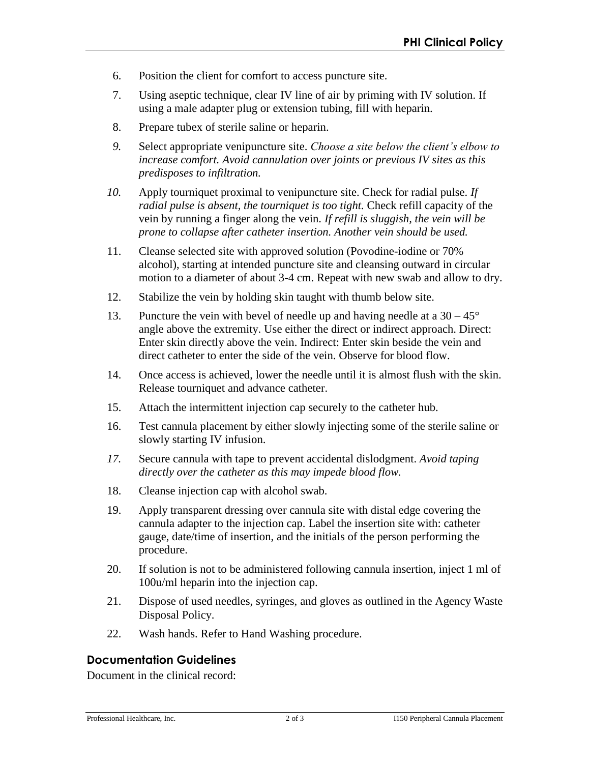6. Position the client for comfort to access puncture site.
7. Using aseptic technique, clear IV line of air by priming with IV solution. If using a male adapter plug or extension tubing, fill with heparin.
8. Prepare tubex of sterile saline or heparin.
9. Select appropriate venipuncture site. *Choose a site below the client's elbow to increase comfort. Avoid cannulation over joints or previous IV sites as this predisposes to infiltration.*
10. Apply tourniquet proximal to venipuncture site. Check for radial pulse. *If radial pulse is absent, the tourniquet is too tight.* Check refill capacity of the vein by running a finger along the vein. *If refill is sluggish, the vein will be prone to collapse after catheter insertion. Another vein should be used.*
11. Cleanse selected site with approved solution (Povodine-iodine or 70% alcohol), starting at intended puncture site and cleansing outward in circular motion to a diameter of about 3-4 cm. Repeat with new swab and allow to dry.
12. Stabilize the vein by holding skin taught with thumb below site.
13. Puncture the vein with bevel of needle up and having needle at a 30 – 45° angle above the extremity. Use either the direct or indirect approach. Direct: Enter skin directly above the vein. Indirect: Enter skin beside the vein and direct catheter to enter the side of the vein. Observe for blood flow.
14. Once access is achieved, lower the needle until it is almost flush with the skin. Release tourniquet and advance catheter.
15. Attach the intermittent injection cap securely to the catheter hub.
16. Test cannula placement by either slowly injecting some of the sterile saline or slowly starting IV infusion.
17. Secure cannula with tape to prevent accidental dislodgment. *Avoid taping directly over the catheter as this may impede blood flow.*
18. Cleanse injection cap with alcohol swab.
19. Apply transparent dressing over cannula site with distal edge covering the cannula adapter to the injection cap. Label the insertion site with: catheter gauge, date/time of insertion, and the initials of the person performing the procedure.
20. If solution is not to be administered following cannula insertion, inject 1 ml of 100u/ml heparin into the injection cap.
21. Dispose of used needles, syringes, and gloves as outlined in the Agency Waste Disposal Policy.
22. Wash hands. Refer to Hand Washing procedure.

## Documentation Guidelines

Document in the clinical record: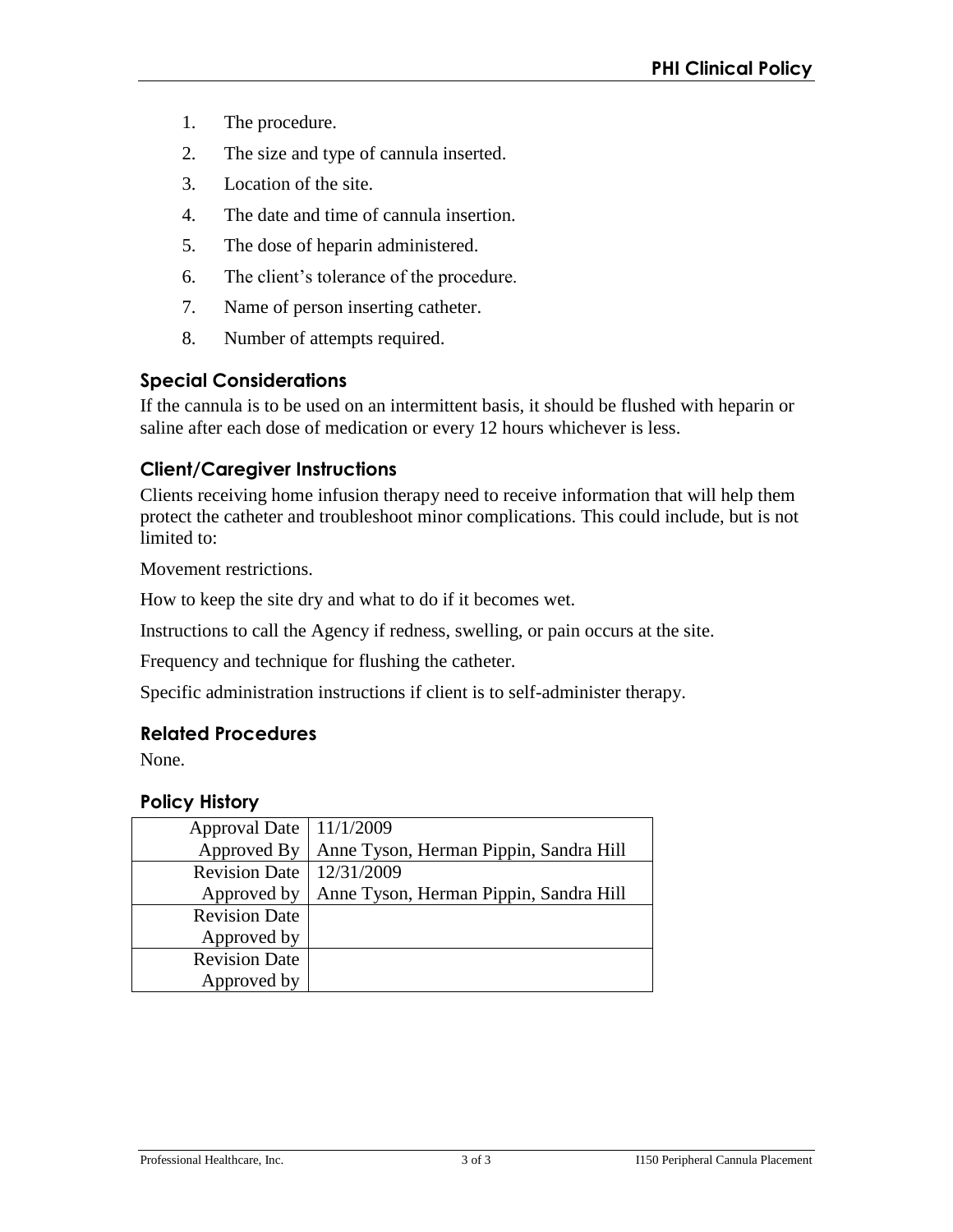1. The procedure.
2. The size and type of cannula inserted.
3. Location of the site.
4. The date and time of cannula insertion.
5. The dose of heparin administered.
6. The client's tolerance of the procedure.
7. Name of person inserting catheter.
8. Number of attempts required.

### Special Considerations

If the cannula is to be used on an intermittent basis, it should be flushed with heparin or saline after each dose of medication or every 12 hours whichever is less.

### Client/Caregiver Instructions

Clients receiving home infusion therapy need to receive information that will help them protect the catheter and troubleshoot minor complications. This could include, but is not limited to:

Movement restrictions.

How to keep the site dry and what to do if it becomes wet.

Instructions to call the Agency if redness, swelling, or pain occurs at the site.

Frequency and technique for flushing the catheter.

Specific administration instructions if client is to self-administer therapy.

### Related Procedures

None.

### Policy History

| | |
|---|---|
| Approval Date<br>Approved By | 11/1/2009<br>Anne Tyson, Herman Pippin, Sandra Hill |
| Revision Date<br>Approved by | 12/31/2009<br>Anne Tyson, Herman Pippin, Sandra Hill |
| Revision Date<br>Approved by | |
| Revision Date<br>Approved by | |